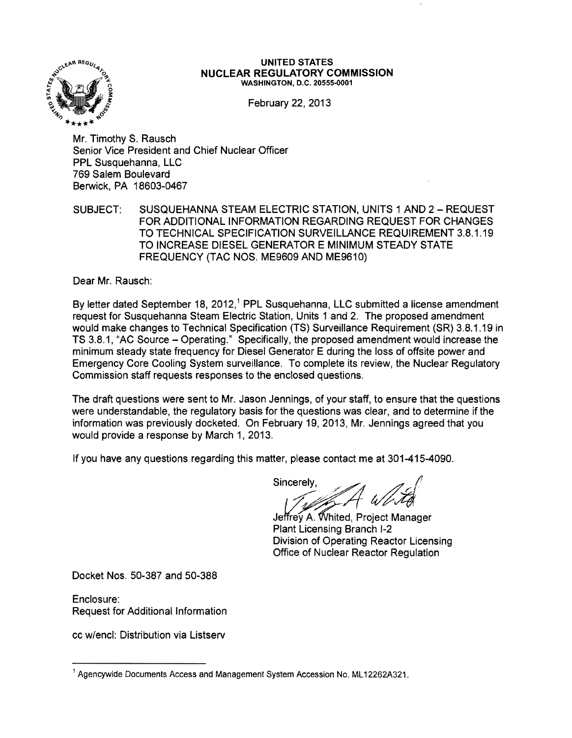**UNITED STATES**
**NUCLEAR REGULATORY COMMISSION**
WASHINGTON, D.C. 20555-0001

February 22, 2013

Mr. Timothy S. Rausch
Senior Vice President and Chief Nuclear Officer
PPL Susquehanna, LLC
769 Salem Boulevard
Berwick, PA 18603-0467

SUBJECT: SUSQUEHANNA STEAM ELECTRIC STATION, UNITS 1 AND 2 – REQUEST FOR ADDITIONAL INFORMATION REGARDING REQUEST FOR CHANGES TO TECHNICAL SPECIFICATION SURVEILLANCE REQUIREMENT 3.8.1.19 TO INCREASE DIESEL GENERATOR E MINIMUM STEADY STATE FREQUENCY (TAC NOS. ME9609 AND ME9610)

Dear Mr. Rausch:

By letter dated September 18, 2012,[1] PPL Susquehanna, LLC submitted a license amendment request for Susquehanna Steam Electric Station, Units 1 and 2. The proposed amendment would make changes to Technical Specification (TS) Surveillance Requirement (SR) 3.8.1.19 in TS 3.8.1, "AC Source – Operating." Specifically, the proposed amendment would increase the minimum steady state frequency for Diesel Generator E during the loss of offsite power and Emergency Core Cooling System surveillance. To complete its review, the Nuclear Regulatory Commission staff requests responses to the enclosed questions.

The draft questions were sent to Mr. Jason Jennings, of your staff, to ensure that the questions were understandable, the regulatory basis for the questions was clear, and to determine if the information was previously docketed. On February 19, 2013, Mr. Jennings agreed that you would provide a response by March 1, 2013.

If you have any questions regarding this matter, please contact me at 301-415-4090.

Sincerely,

Jeffrey A. Whited, Project Manager
Plant Licensing Branch I-2
Division of Operating Reactor Licensing
Office of Nuclear Reactor Regulation

Docket Nos. 50-387 and 50-388

Enclosure:
Request for Additional Information

cc w/encl: Distribution via Listserv

---

[1] Agencywide Documents Access and Management System Accession No. ML12262A321.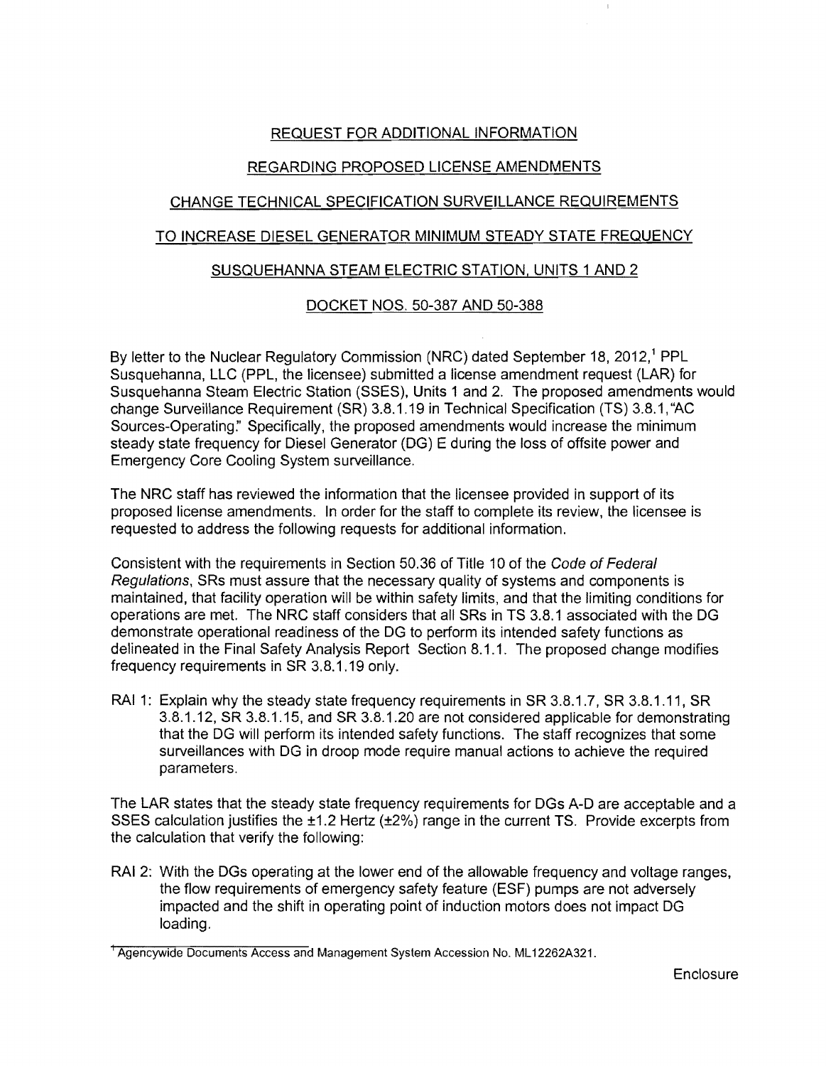REQUEST FOR ADDITIONAL INFORMATION

REGARDING PROPOSED LICENSE AMENDMENTS

CHANGE TECHNICAL SPECIFICATION SURVEILLANCE REQUIREMENTS

TO INCREASE DIESEL GENERATOR MINIMUM STEADY STATE FREQUENCY

SUSQUEHANNA STEAM ELECTRIC STATION, UNITS 1 AND 2

DOCKET NOS. 50-387 AND 50-388

By letter to the Nuclear Regulatory Commission (NRC) dated September 18, 2012,[1] PPL Susquehanna, LLC (PPL, the licensee) submitted a license amendment request (LAR) for Susquehanna Steam Electric Station (SSES), Units 1 and 2. The proposed amendments would change Surveillance Requirement (SR) 3.8.1.19 in Technical Specification (TS) 3.8.1, "AC Sources-Operating." Specifically, the proposed amendments would increase the minimum steady state frequency for Diesel Generator (DG) E during the loss of offsite power and Emergency Core Cooling System surveillance.

The NRC staff has reviewed the information that the licensee provided in support of its proposed license amendments. In order for the staff to complete its review, the licensee is requested to address the following requests for additional information.

Consistent with the requirements in Section 50.36 of Title 10 of the *Code of Federal Regulations*, SRs must assure that the necessary quality of systems and components is maintained, that facility operation will be within safety limits, and that the limiting conditions for operations are met. The NRC staff considers that all SRs in TS 3.8.1 associated with the DG demonstrate operational readiness of the DG to perform its intended safety functions as delineated in the Final Safety Analysis Report Section 8.1.1. The proposed change modifies frequency requirements in SR 3.8.1.19 only.

RAI 1: Explain why the steady state frequency requirements in SR 3.8.1.7, SR 3.8.1.11, SR 3.8.1.12, SR 3.8.1.15, and SR 3.8.1.20 are not considered applicable for demonstrating that the DG will perform its intended safety functions. The staff recognizes that some surveillances with DG in droop mode require manual actions to achieve the required parameters.

The LAR states that the steady state frequency requirements for DGs A-D are acceptable and a SSES calculation justifies the ±1.2 Hertz (±2%) range in the current TS. Provide excerpts from the calculation that verify the following:

RAI 2: With the DGs operating at the lower end of the allowable frequency and voltage ranges, the flow requirements of emergency safety feature (ESF) pumps are not adversely impacted and the shift in operating point of induction motors does not impact DG loading.

[1] Agencywide Documents Access and Management System Accession No. ML12262A321.

Enclosure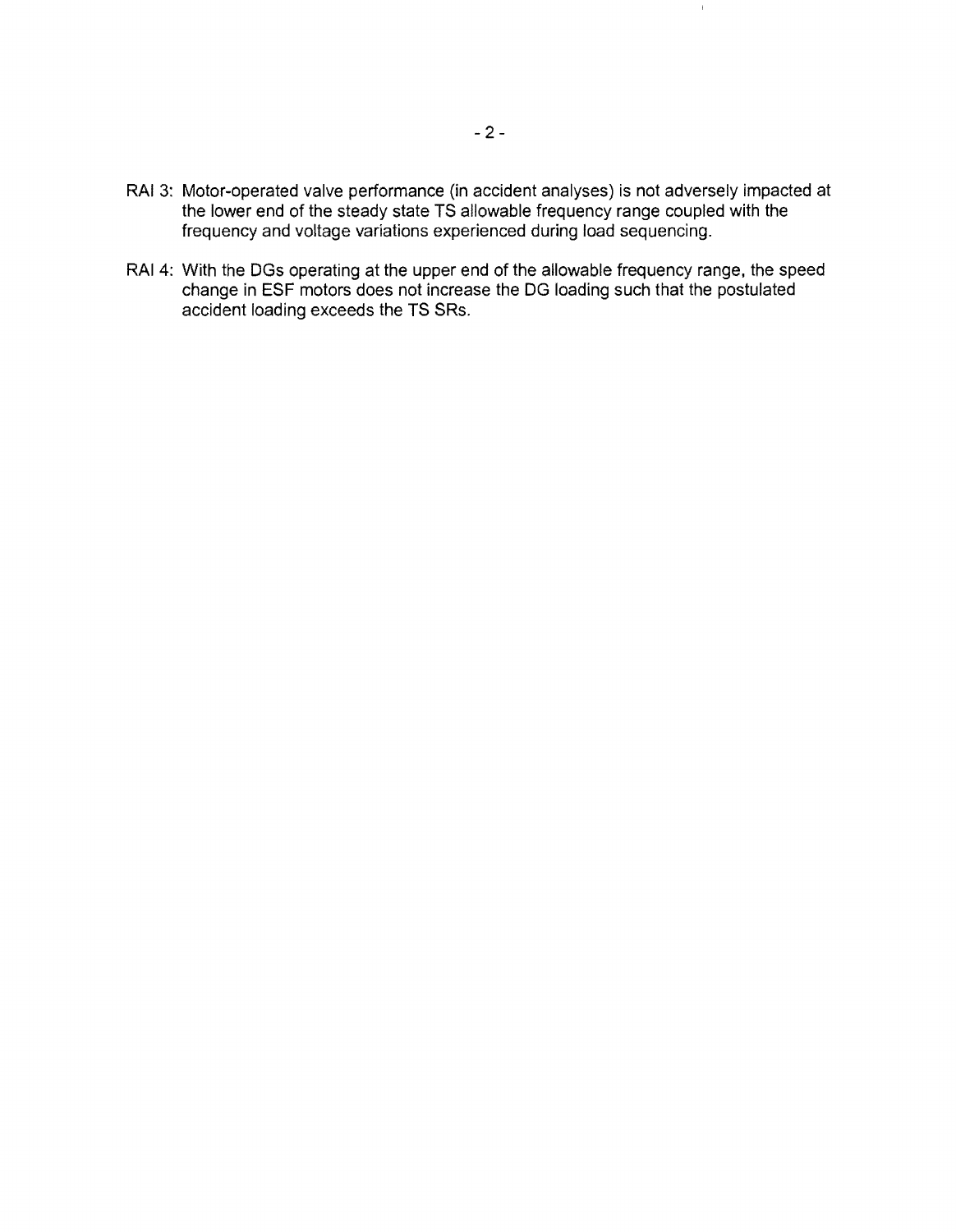RAI 3: Motor-operated valve performance (in accident analyses) is not adversely impacted at the lower end of the steady state TS allowable frequency range coupled with the frequency and voltage variations experienced during load sequencing.

RAI 4: With the DGs operating at the upper end of the allowable frequency range, the speed change in ESF motors does not increase the DG loading such that the postulated accident loading exceeds the TS SRs.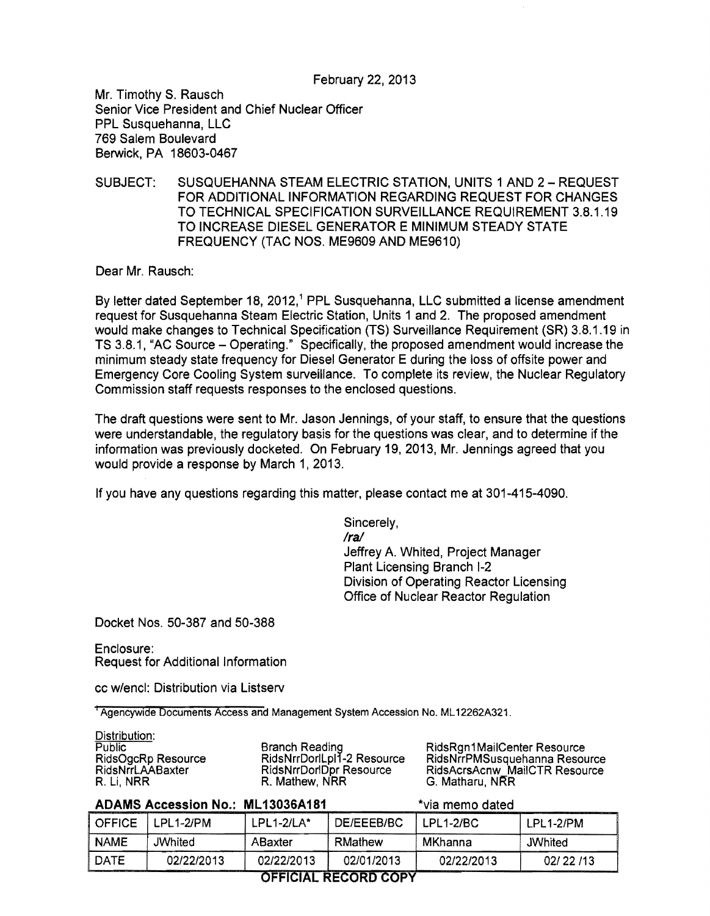February 22, 2013

Mr. Timothy S. Rausch
Senior Vice President and Chief Nuclear Officer
PPL Susquehanna, LLC
769 Salem Boulevard
Berwick, PA 18603-0467

SUBJECT: SUSQUEHANNA STEAM ELECTRIC STATION, UNITS 1 AND 2 – REQUEST FOR ADDITIONAL INFORMATION REGARDING REQUEST FOR CHANGES TO TECHNICAL SPECIFICATION SURVEILLANCE REQUIREMENT 3.8.1.19 TO INCREASE DIESEL GENERATOR E MINIMUM STEADY STATE FREQUENCY (TAC NOS. ME9609 AND ME9610)

Dear Mr. Rausch:

By letter dated September 18, 2012,[1] PPL Susquehanna, LLC submitted a license amendment request for Susquehanna Steam Electric Station, Units 1 and 2. The proposed amendment would make changes to Technical Specification (TS) Surveillance Requirement (SR) 3.8.1.19 in TS 3.8.1, "AC Source – Operating." Specifically, the proposed amendment would increase the minimum steady state frequency for Diesel Generator E during the loss of offsite power and Emergency Core Cooling System surveillance. To complete its review, the Nuclear Regulatory Commission staff requests responses to the enclosed questions.

The draft questions were sent to Mr. Jason Jennings, of your staff, to ensure that the questions were understandable, the regulatory basis for the questions was clear, and to determine if the information was previously docketed. On February 19, 2013, Mr. Jennings agreed that you would provide a response by March 1, 2013.

If you have any questions regarding this matter, please contact me at 301-415-4090.

Sincerely,
*/ra/*
Jeffrey A. Whited, Project Manager
Plant Licensing Branch I-2
Division of Operating Reactor Licensing
Office of Nuclear Reactor Regulation

Docket Nos. 50-387 and 50-388

Enclosure:
Request for Additional Information

cc w/encl: Distribution via Listserv

[1] Agencywide Documents Access and Management System Accession No. ML12262A321.

Distribution:
Public
RidsOgcRp Resource
RidsNrrLAABaxter
R. Li, NRR
Branch Reading
RidsNrrDorlLpl1-2 Resource
RidsNrrDorlDpr Resource
R. Mathew, NRR
RidsRgn1MailCenter Resource
RidsNrrPMSusquehanna Resource
RidsAcrsAcnw_MailCTR Resource
G. Matharu, NRR

**ADAMS Accession No.: ML13036A181** *via memo dated

| OFFICE | LPL1-2/PM | LPL1-2/LA* | DE/EEEB/BC | LPL1-2/BC | LPL1-2/PM |
|---|---|---|---|---|---|
| NAME | JWhited | ABaxter | RMathew | MKhanna | JWhited |
| DATE | 02/22/2013 | 02/22/2013 | 02/01/2013 | 02/22/2013 | 02/ 22 /13 |

**OFFICIAL RECORD COPY**